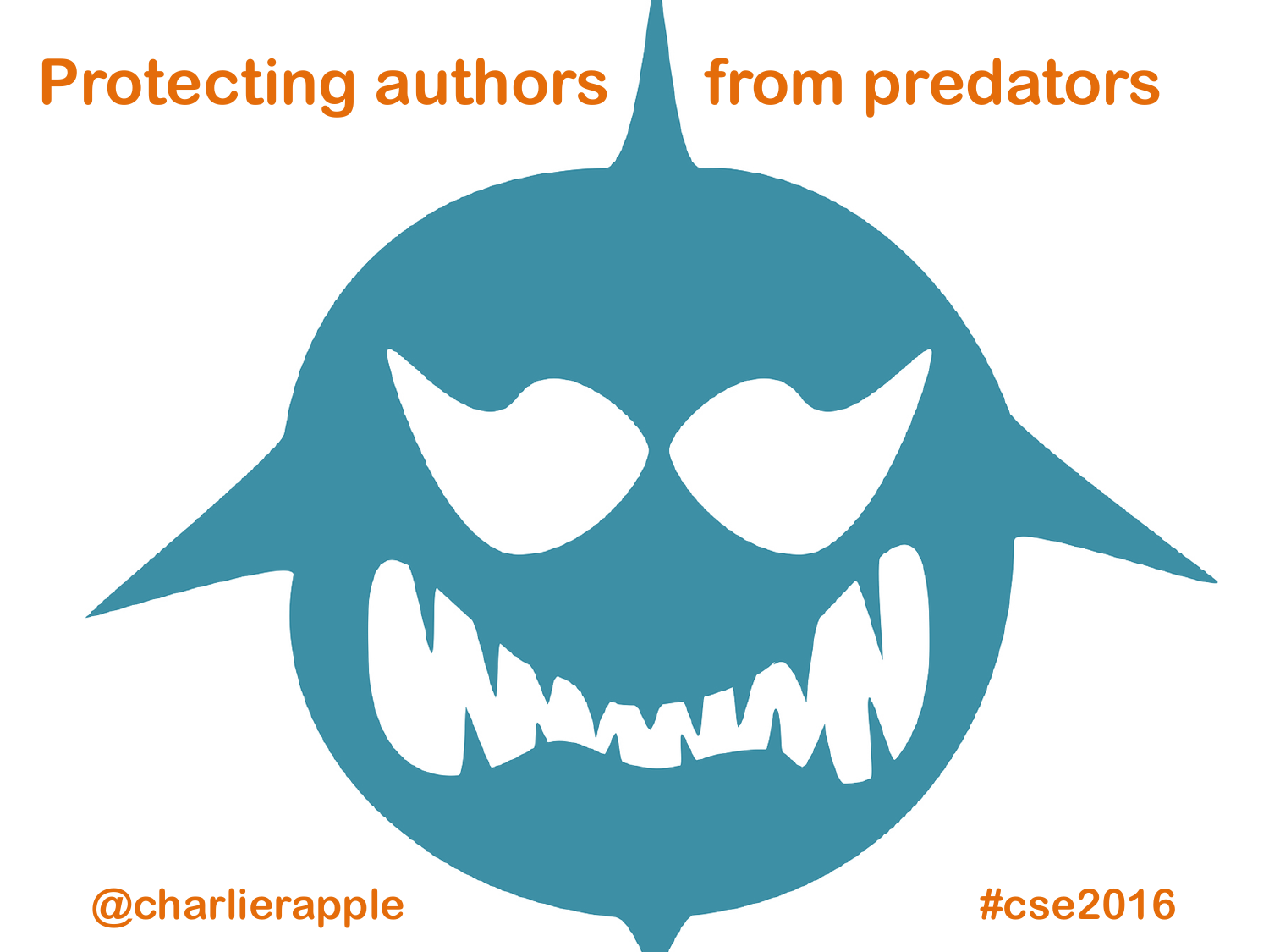# Protecting authors from predators

@charlierapple

#cse2016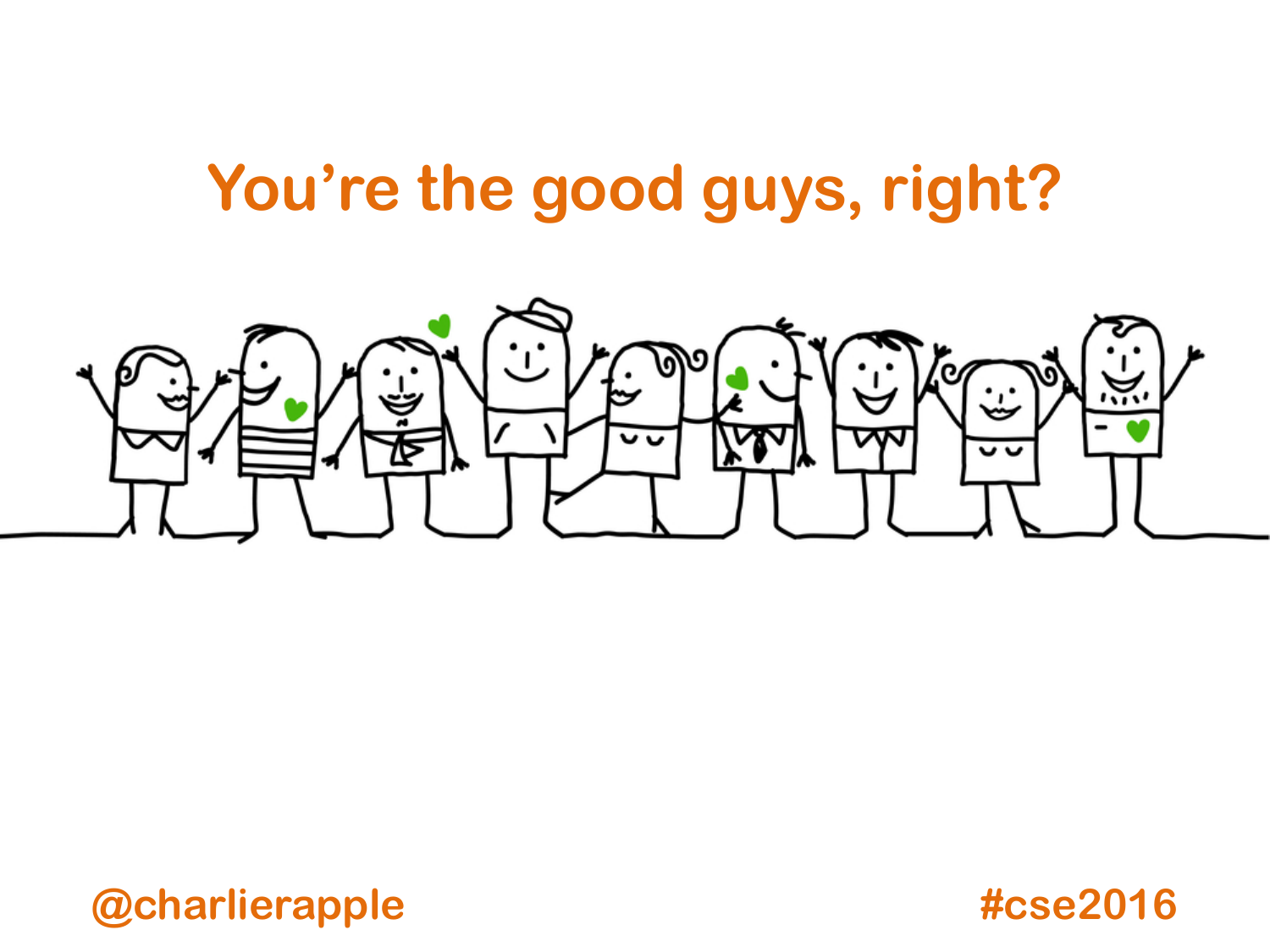# You're the good guys, right?

@charlierapple

#cse2016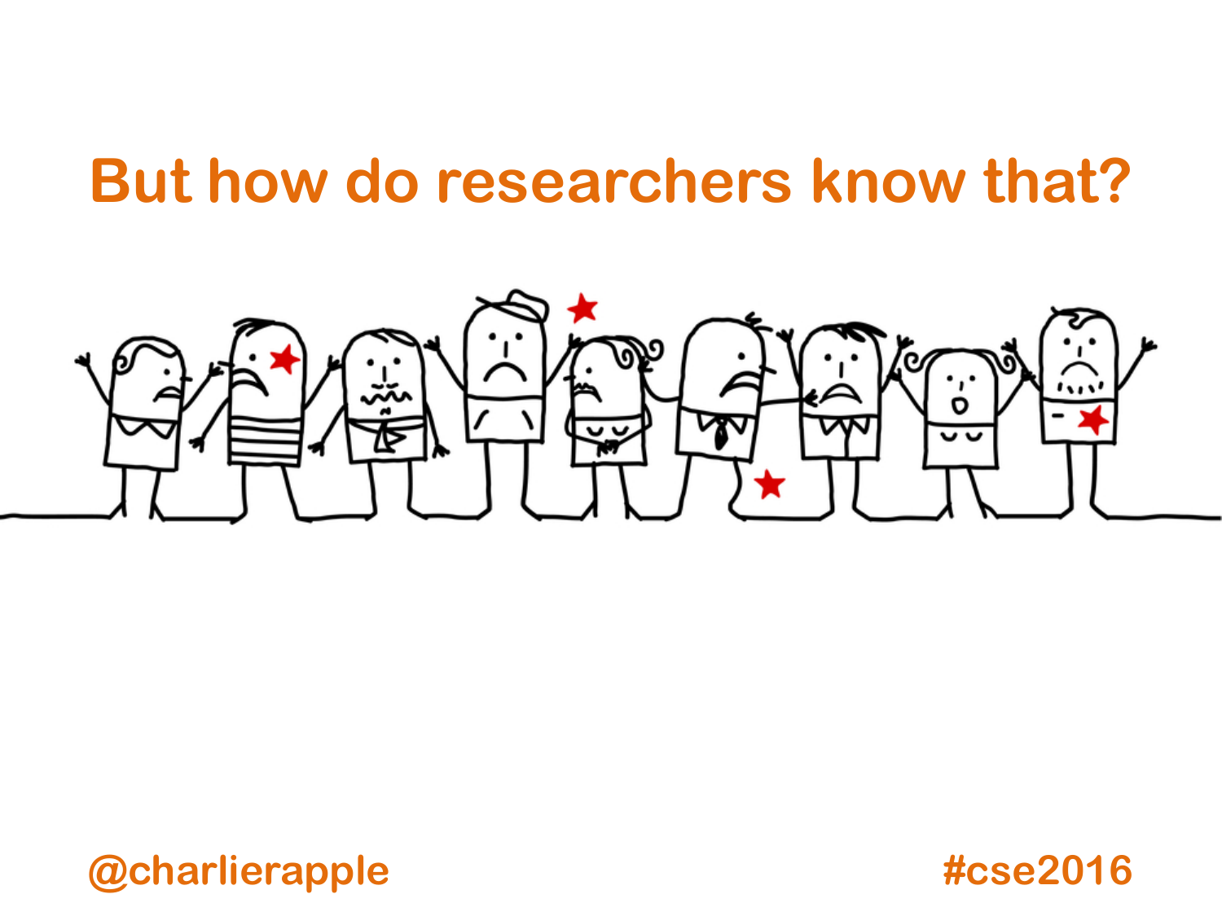# But how do researchers know that?

@charlierapple

#cse2016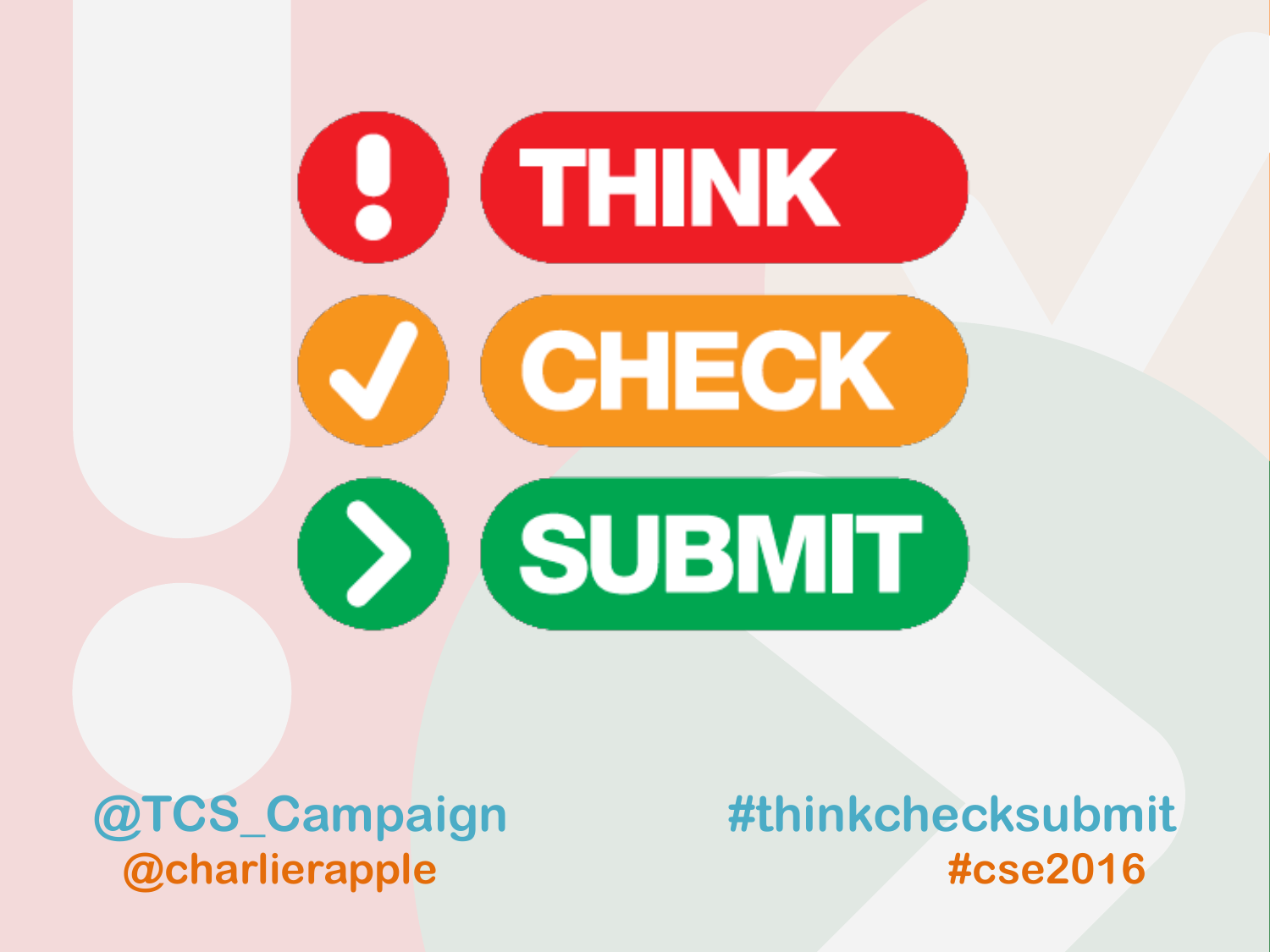THINK

CHECK

SUBMIT

@TCS_Campaign
@charlierapple

#thinkchecksubmit
#cse2016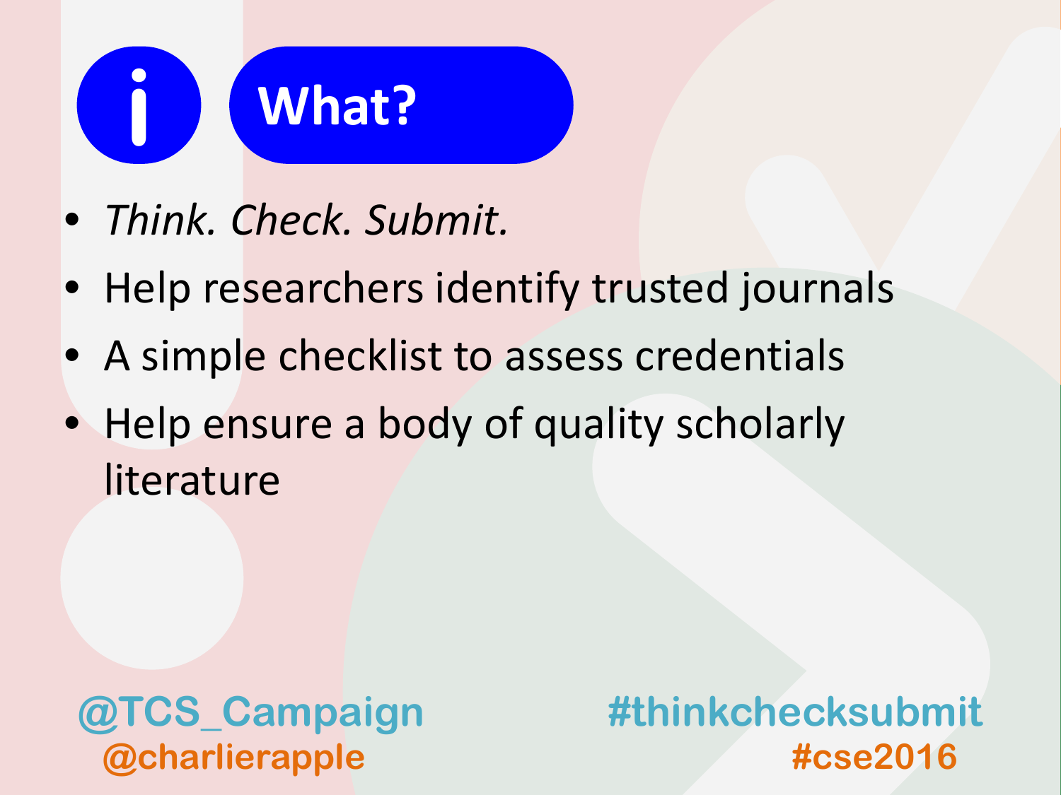# What?

- *Think. Check. Submit.*
- Help researchers identify trusted journals
- A simple checklist to assess credentials
- Help ensure a body of quality scholarly literature

@TCS_Campaign
@charlierapple

#thinkchecksubmit
#cse2016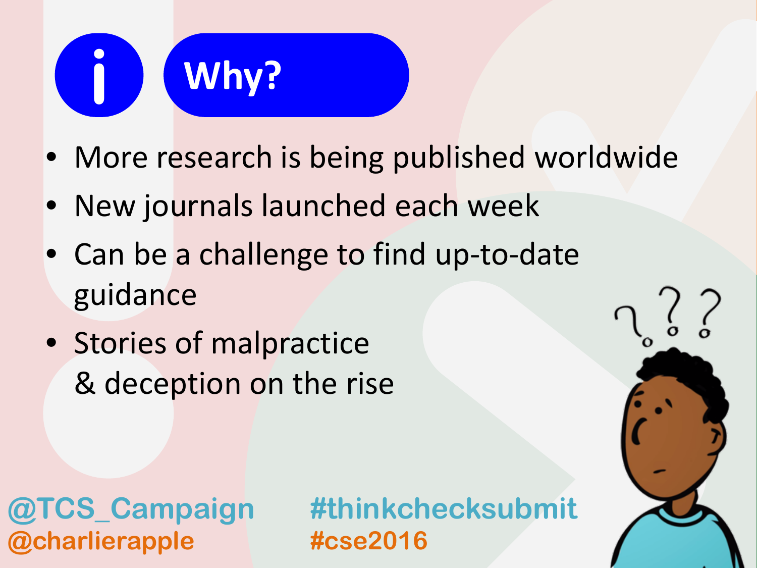# Why?

- More research is being published worldwide
- New journals launched each week
- Can be a challenge to find up-to-date guidance
- Stories of malpractice & deception on the rise

@TCS_Campaign
@charlierapple

#thinkchecksubmit
#cse2016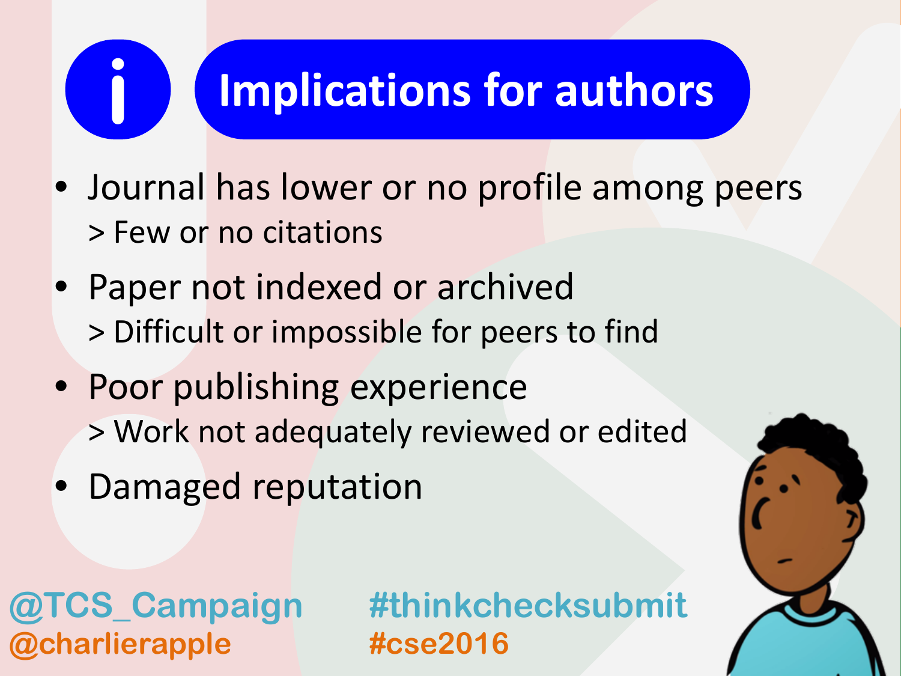# Implications for authors

- Journal has lower or no profile among peers
  > Few or no citations
- Paper not indexed or archived
  > Difficult or impossible for peers to find
- Poor publishing experience
  > Work not adequately reviewed or edited
- Damaged reputation

@TCS_Campaign
@charlierapple

#thinkchecksubmit
#cse2016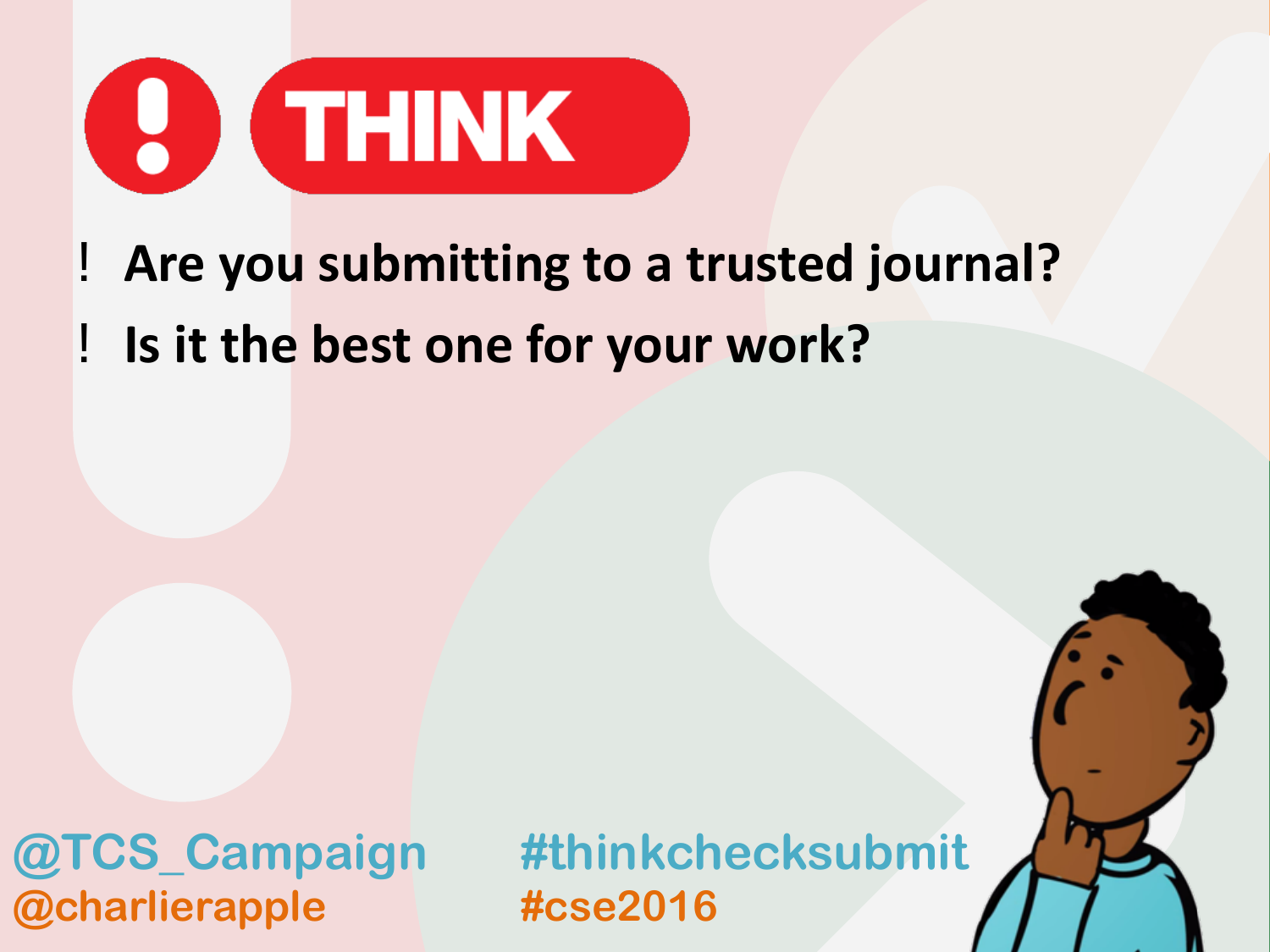# THINK

- Are you submitting to a trusted journal?
- Is it the best one for your work?

@TCS_Campaign
@charlierapple

#thinkchecksubmit
#cse2016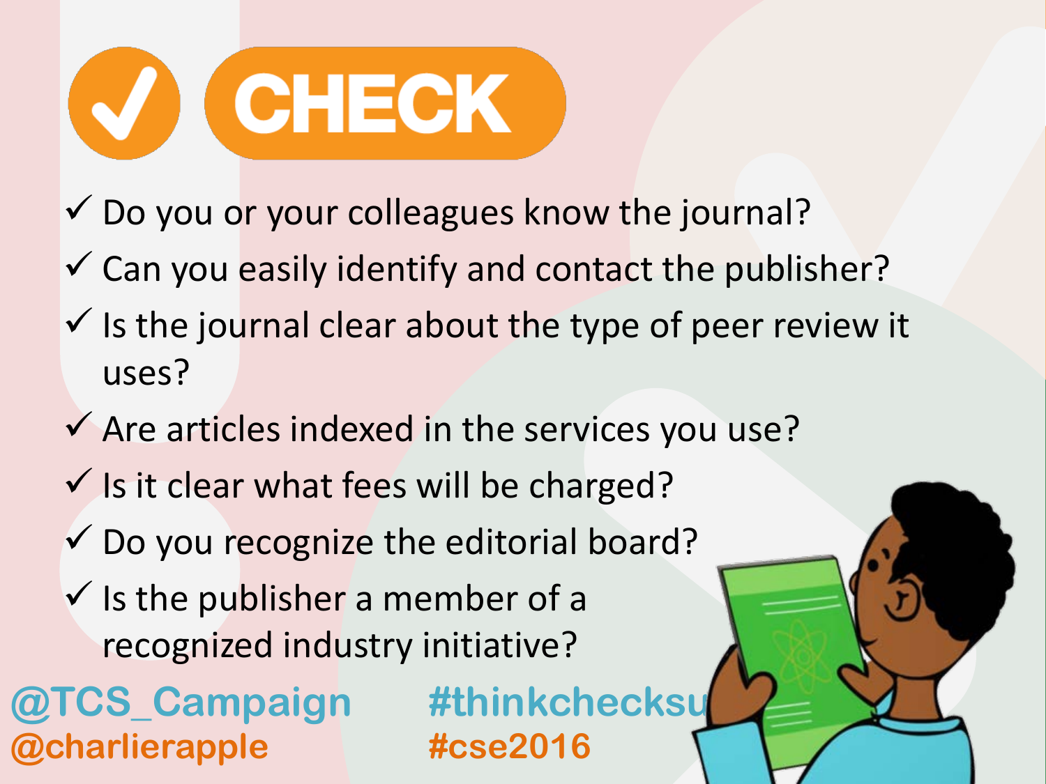# CHECK

- ✓ Do you or your colleagues know the journal?
- ✓ Can you easily identify and contact the publisher?
- ✓ Is the journal clear about the type of peer review it uses?
- ✓ Are articles indexed in the services you use?
- ✓ Is it clear what fees will be charged?
- ✓ Do you recognize the editorial board?
- ✓ Is the publisher a member of a recognized industry initiative?

@TCS_Campaign #thinkchecksu
@charlierapple #cse2016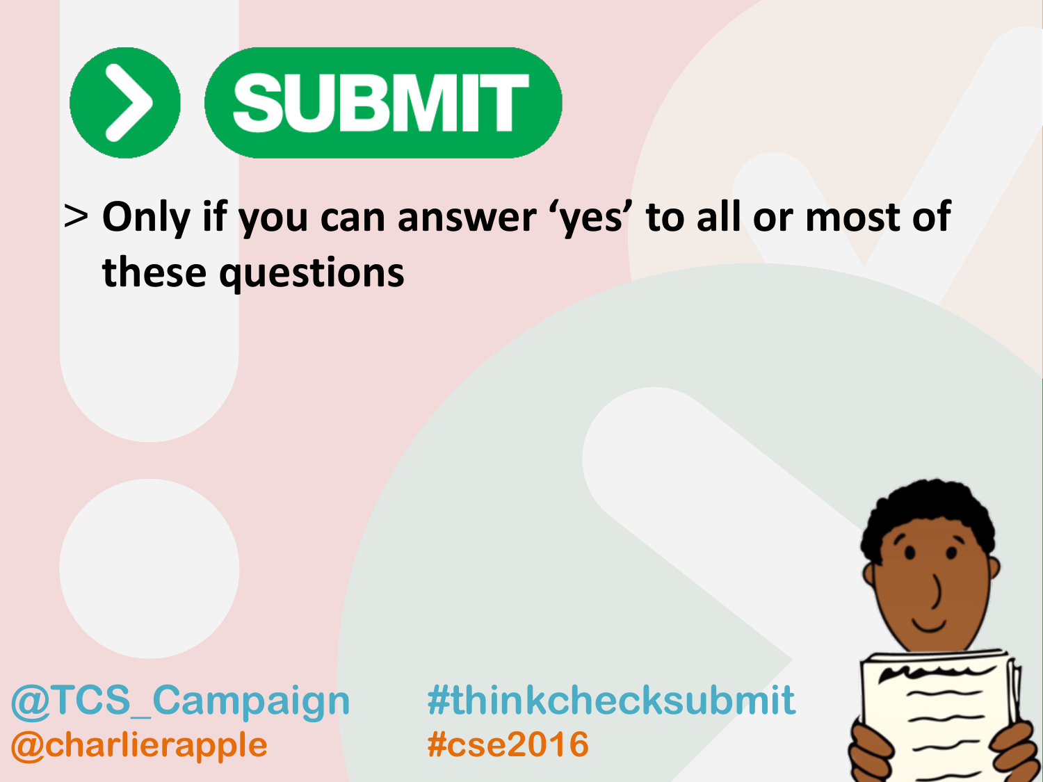# SUBMIT

> Only if you can answer 'yes' to all or most of these questions

@TCS_Campaign
@charlierapple

#thinkchecksubmit
#cse2016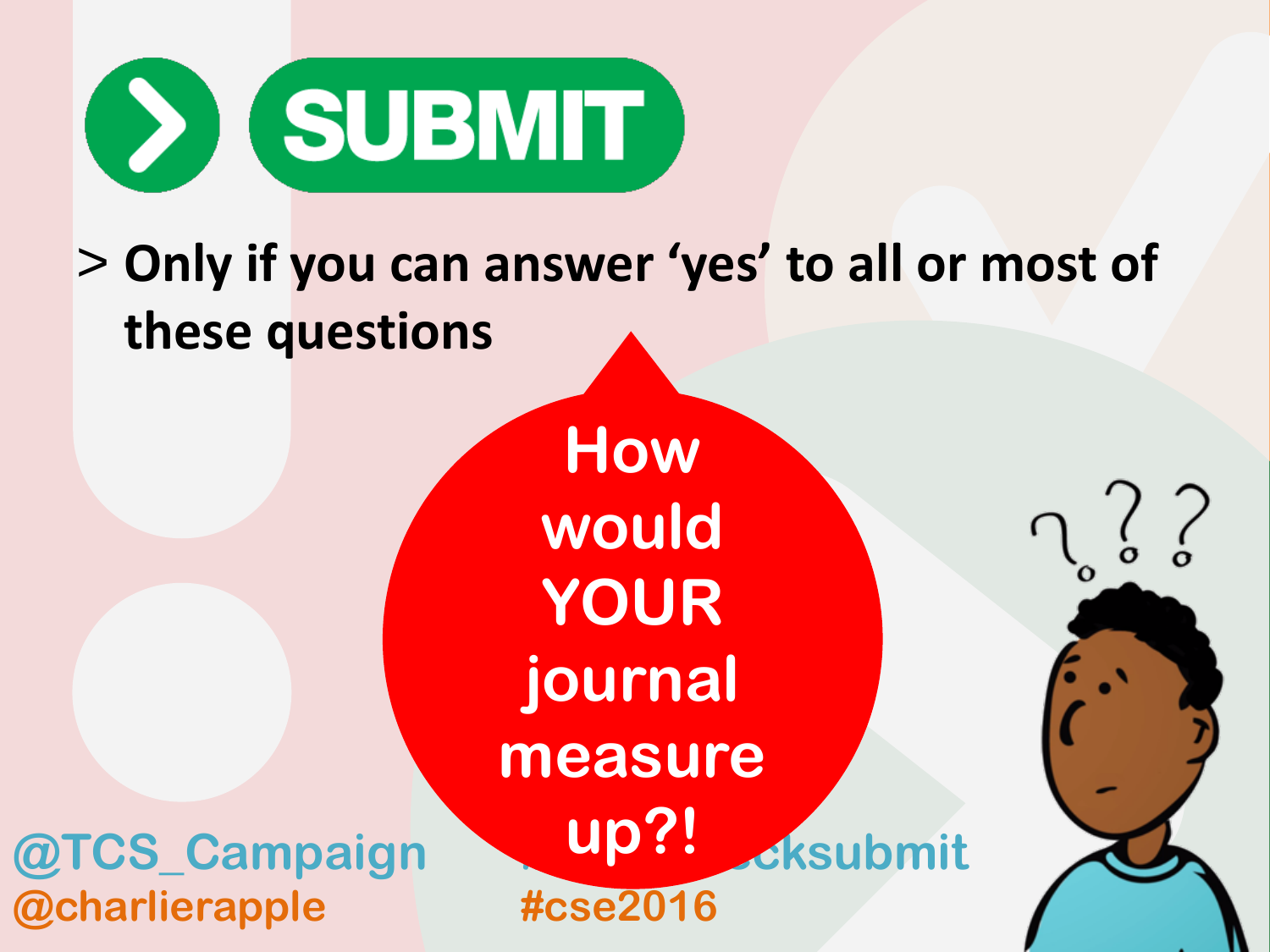# SUBMIT

> Only if you can answer 'yes' to all or most of these questions

How would YOUR journal measure up?!

@TCS_Campaign
@charlierapple

#thinkchecksubmit
#cse2016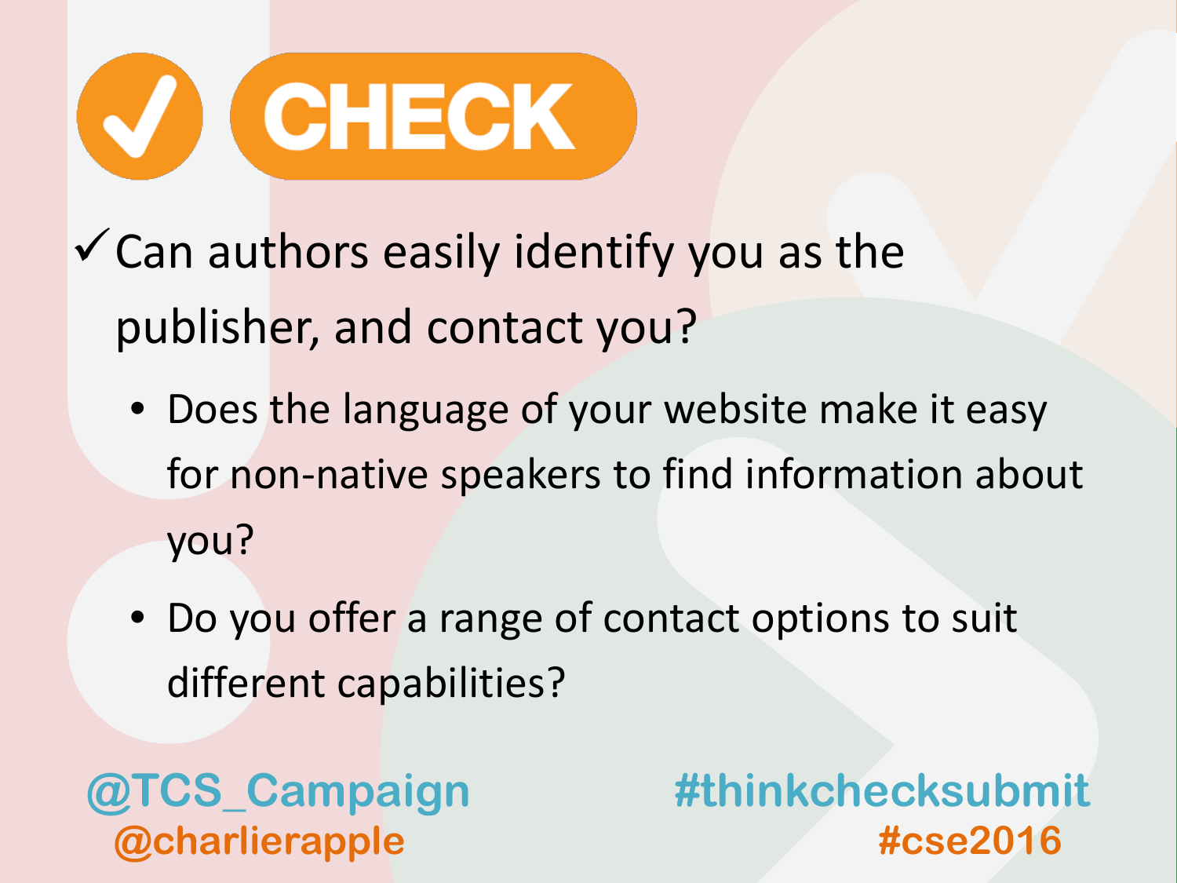# ✓ CHECK

- ✓ Can authors easily identify you as the publisher, and contact you?
  - Does the language of your website make it easy for non-native speakers to find information about you?
  - Do you offer a range of contact options to suit different capabilities?

@TCS_Campaign
@charlierapple

#thinkchecksubmit
#cse2016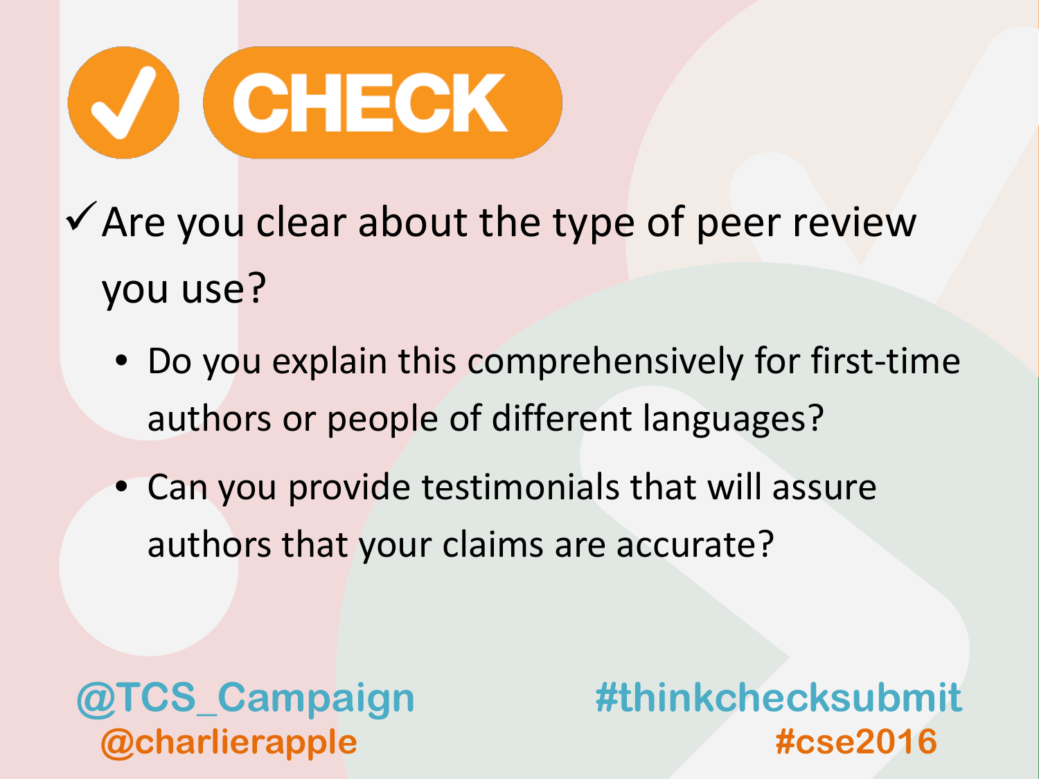# ✓ CHECK

- ✓ Are you clear about the type of peer review you use?
  - Do you explain this comprehensively for first-time authors or people of different languages?
  - Can you provide testimonials that will assure authors that your claims are accurate?

@TCS_Campaign
@charlierapple

#thinkchecksubmit
#cse2016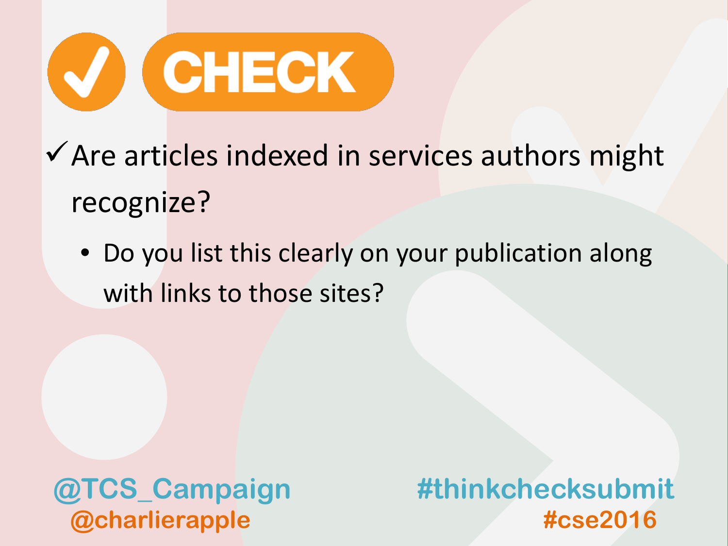# ✓ CHECK

- ✓ Are articles indexed in services authors might recognize?
  - Do you list this clearly on your publication along with links to those sites?

@TCS_Campaign
@charlierapple

#thinkchecksubmit
#cse2016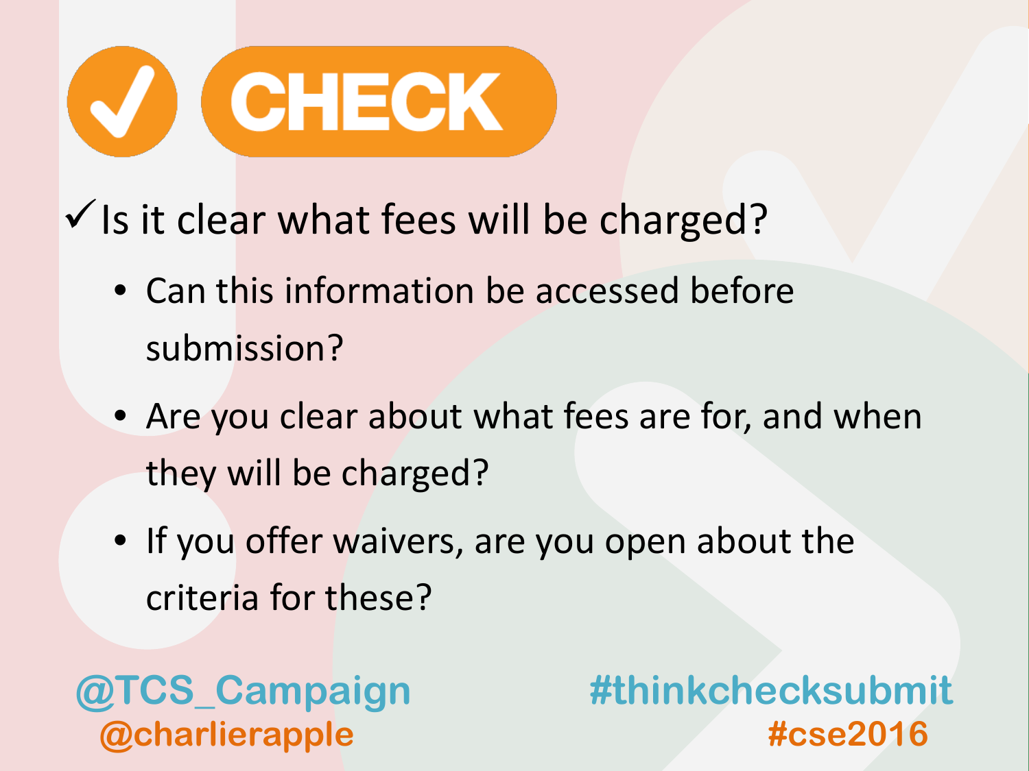# ✓ CHECK

✓ Is it clear what fees will be charged?

- Can this information be accessed before submission?
- Are you clear about what fees are for, and when they will be charged?
- If you offer waivers, are you open about the criteria for these?

@TCS_Campaign
@charlierapple

#thinkchecksubmit
#cse2016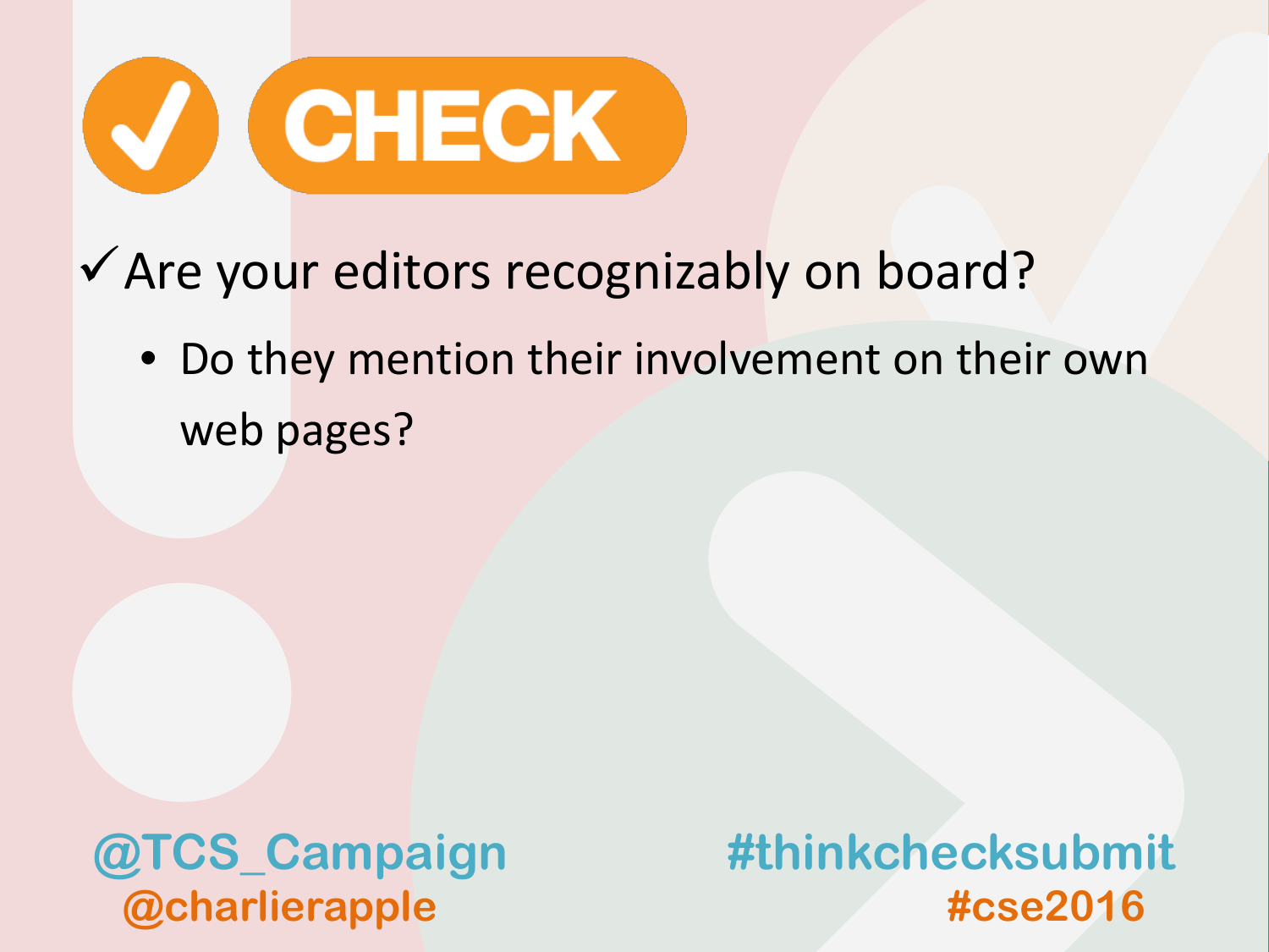# ✓ CHECK

✓ Are your editors recognizably on board?

- Do they mention their involvement on their own web pages?

@TCS_Campaign
@charlierapple

#thinkchecksubmit
#cse2016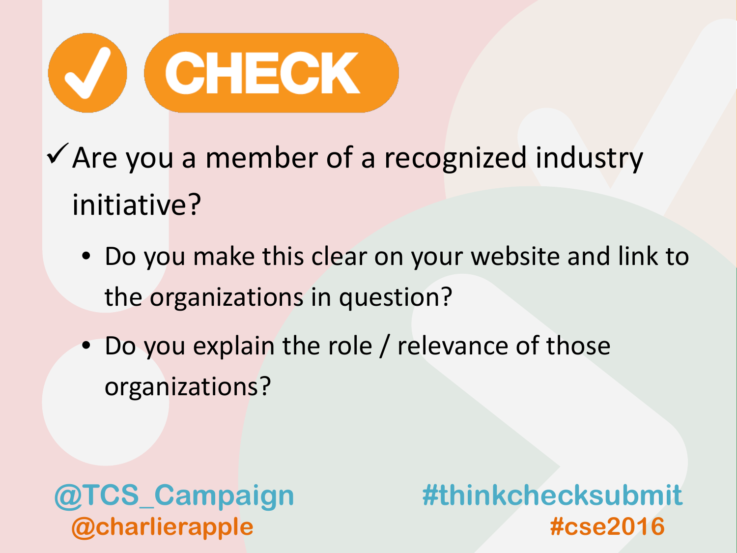# ✓ CHECK

- ✓ Are you a member of a recognized industry initiative?
  - Do you make this clear on your website and link to the organizations in question?
  - Do you explain the role / relevance of those organizations?

@TCS_Campaign
@charlierapple

#thinkchecksubmit
#cse2016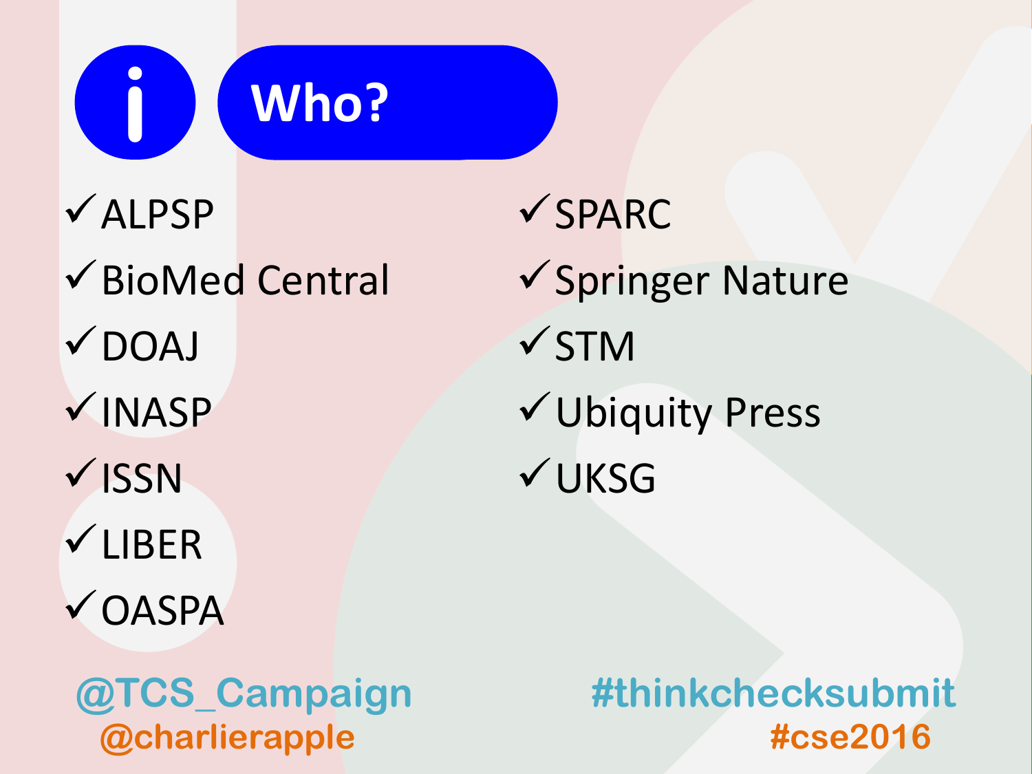# Who?

- ✓ALPSP
- ✓BioMed Central
- ✓DOAJ
- ✓INASP
- ✓ISSN
- ✓LIBER
- ✓OASPA
- ✓SPARC
- ✓Springer Nature
- ✓STM
- ✓Ubiquity Press
- ✓UKSG

@TCS_Campaign
@charlierapple

#thinkchecksubmit
#cse2016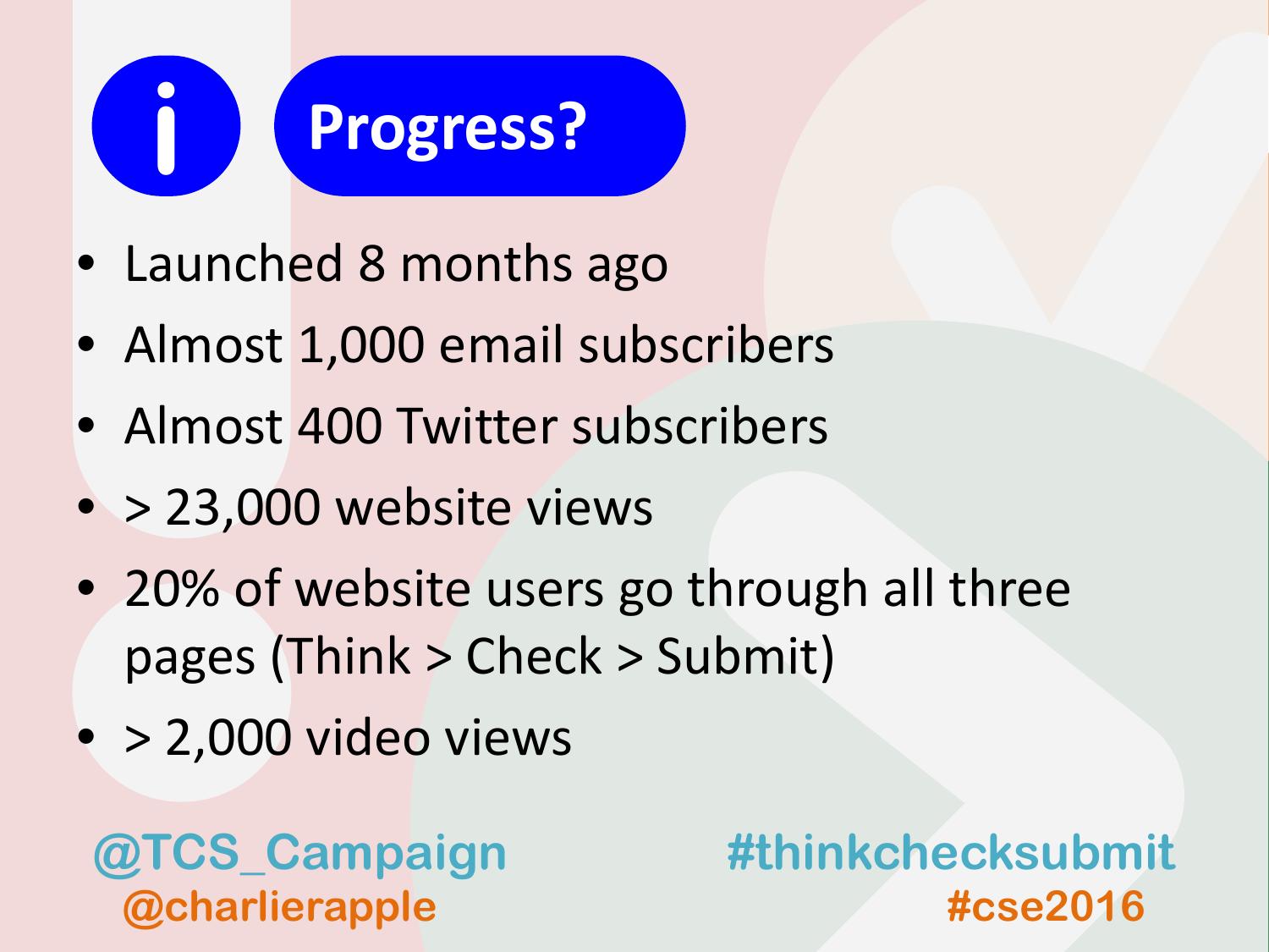# Progress?

- Launched 8 months ago
- Almost 1,000 email subscribers
- Almost 400 Twitter subscribers
- > 23,000 website views
- 20% of website users go through all three pages (Think > Check > Submit)
- > 2,000 video views

@TCS_Campaign
@charlierapple

#thinkchecksubmit
#cse2016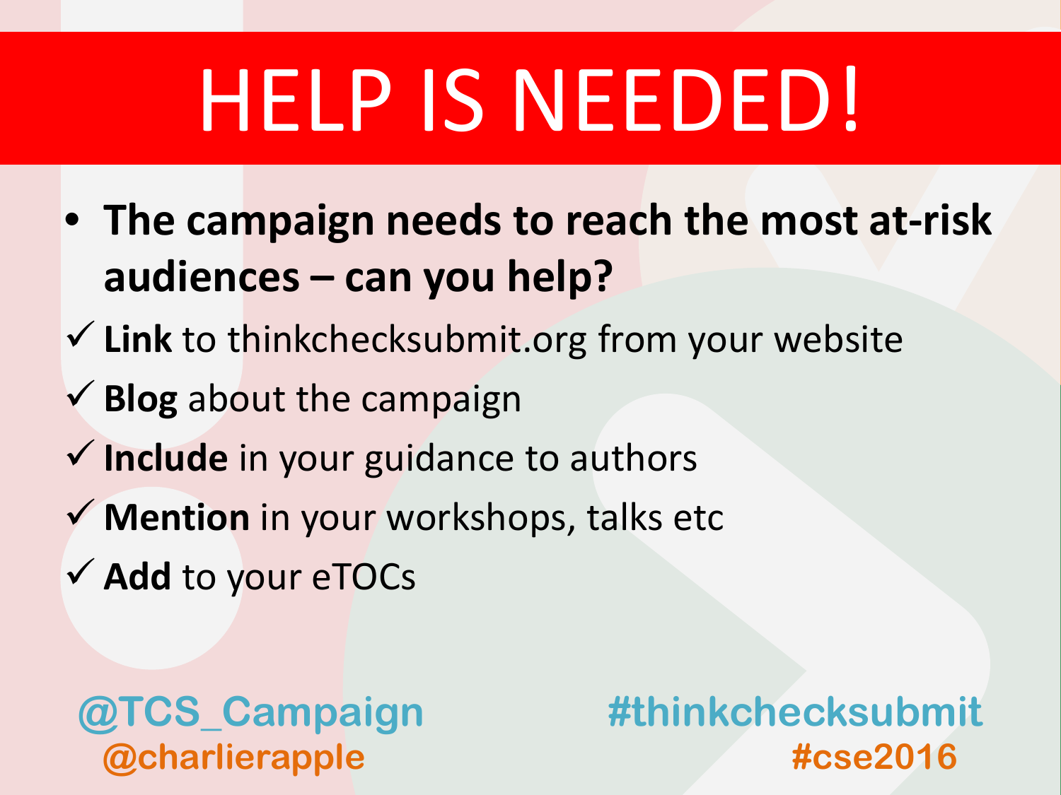# HELP IS NEEDED!

- **The campaign needs to reach the most at-risk audiences – can you help?**

✓ **Link** to thinkchecksubmit.org from your website

✓ **Blog** about the campaign

✓ **Include** in your guidance to authors

✓ **Mention** in your workshops, talks etc

✓ **Add** to your eTOCs

@TCS_Campaign
@charlierapple

#thinkchecksubmit
#cse2016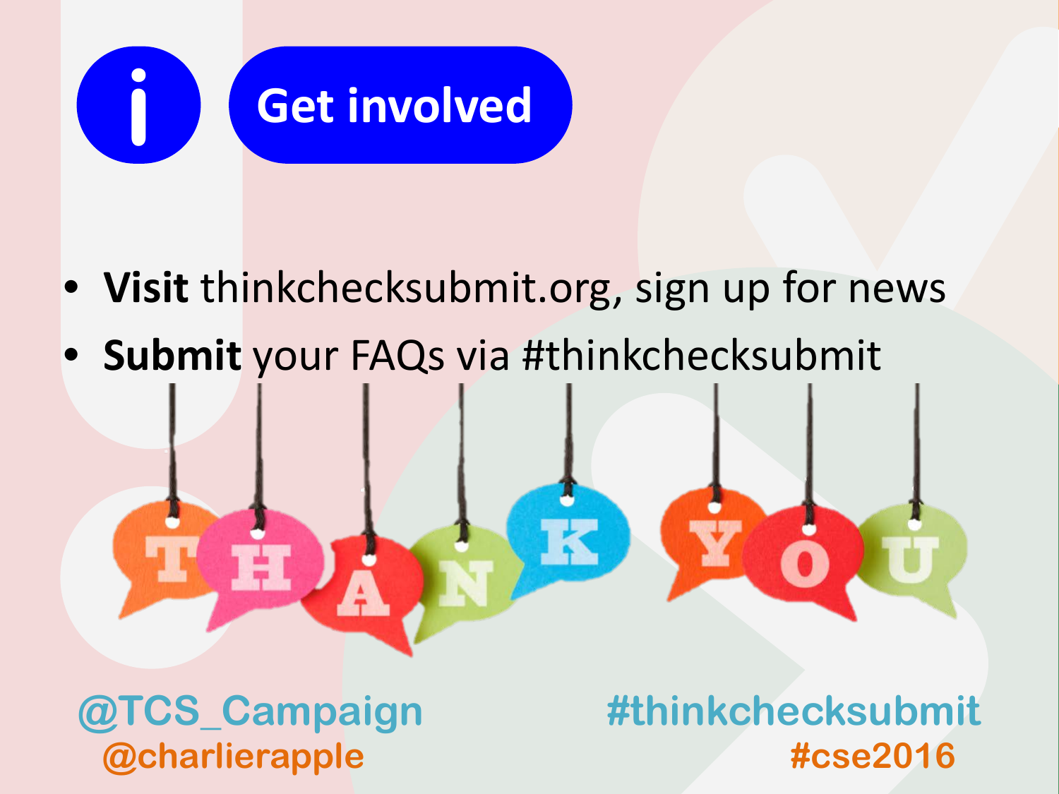# Get involved

- **Visit** thinkchecksubmit.org, sign up for news
- **Submit** your FAQs via #thinkchecksubmit

THANK YOU

@TCS_Campaign
@charlierapple

#thinkchecksubmit
#cse2016